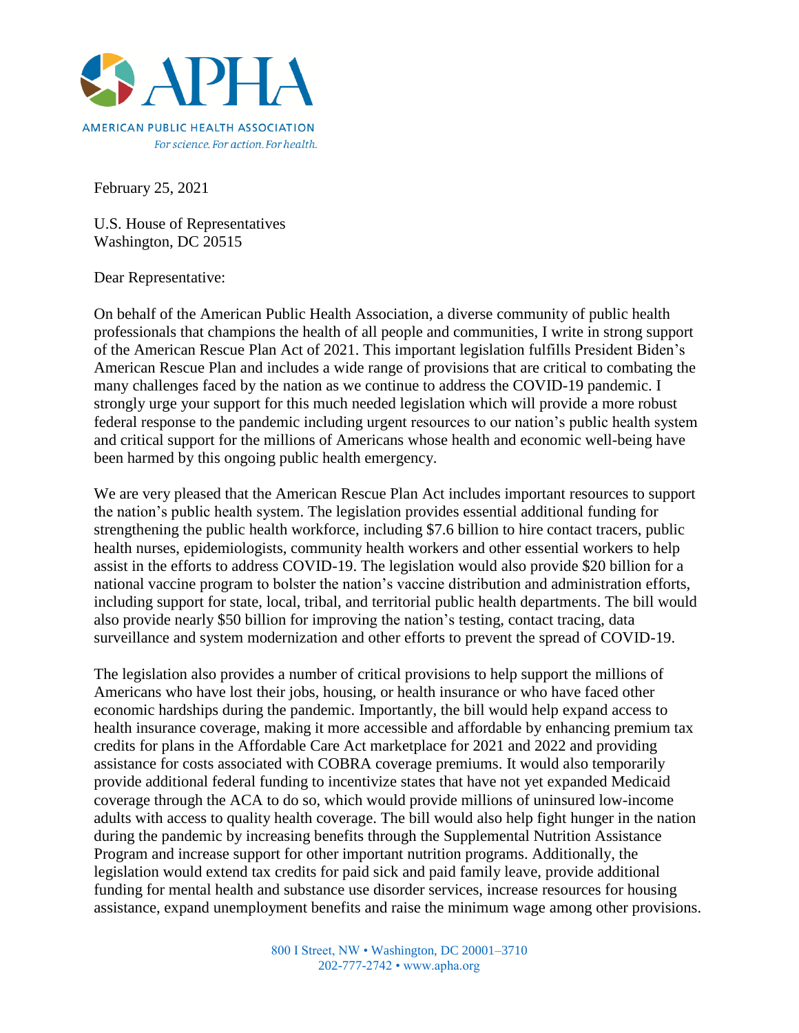APHA

AMERICAN PUBLIC HEALTH ASSOCIATION

*For science. For action. For health.*

February 25, 2021

U.S. House of Representatives
Washington, DC 20515

Dear Representative:

On behalf of the American Public Health Association, a diverse community of public health professionals that champions the health of all people and communities, I write in strong support of the American Rescue Plan Act of 2021. This important legislation fulfills President Biden's American Rescue Plan and includes a wide range of provisions that are critical to combating the many challenges faced by the nation as we continue to address the COVID-19 pandemic. I strongly urge your support for this much needed legislation which will provide a more robust federal response to the pandemic including urgent resources to our nation's public health system and critical support for the millions of Americans whose health and economic well-being have been harmed by this ongoing public health emergency.

We are very pleased that the American Rescue Plan Act includes important resources to support the nation's public health system. The legislation provides essential additional funding for strengthening the public health workforce, including $7.6 billion to hire contact tracers, public health nurses, epidemiologists, community health workers and other essential workers to help assist in the efforts to address COVID-19. The legislation would also provide $20 billion for a national vaccine program to bolster the nation's vaccine distribution and administration efforts, including support for state, local, tribal, and territorial public health departments. The bill would also provide nearly $50 billion for improving the nation's testing, contact tracing, data surveillance and system modernization and other efforts to prevent the spread of COVID-19.

The legislation also provides a number of critical provisions to help support the millions of Americans who have lost their jobs, housing, or health insurance or who have faced other economic hardships during the pandemic. Importantly, the bill would help expand access to health insurance coverage, making it more accessible and affordable by enhancing premium tax credits for plans in the Affordable Care Act marketplace for 2021 and 2022 and providing assistance for costs associated with COBRA coverage premiums. It would also temporarily provide additional federal funding to incentivize states that have not yet expanded Medicaid coverage through the ACA to do so, which would provide millions of uninsured low-income adults with access to quality health coverage. The bill would also help fight hunger in the nation during the pandemic by increasing benefits through the Supplemental Nutrition Assistance Program and increase support for other important nutrition programs. Additionally, the legislation would extend tax credits for paid sick and paid family leave, provide additional funding for mental health and substance use disorder services, increase resources for housing assistance, expand unemployment benefits and raise the minimum wage among other provisions.

800 I Street, NW • Washington, DC 20001–3710
202-777-2742 • www.apha.org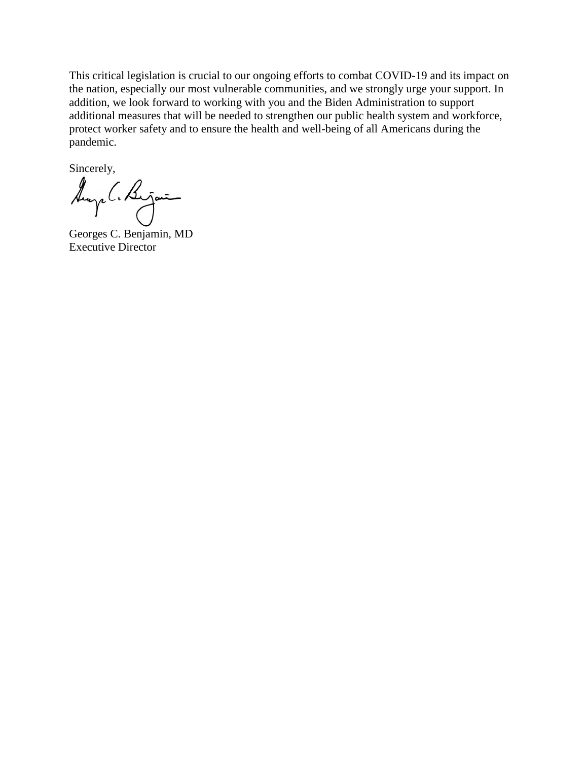This critical legislation is crucial to our ongoing efforts to combat COVID-19 and its impact on the nation, especially our most vulnerable communities, and we strongly urge your support. In addition, we look forward to working with you and the Biden Administration to support additional measures that will be needed to strengthen our public health system and workforce, protect worker safety and to ensure the health and well-being of all Americans during the pandemic.

Sincerely,

Georges C. Benjamin, MD
Executive Director